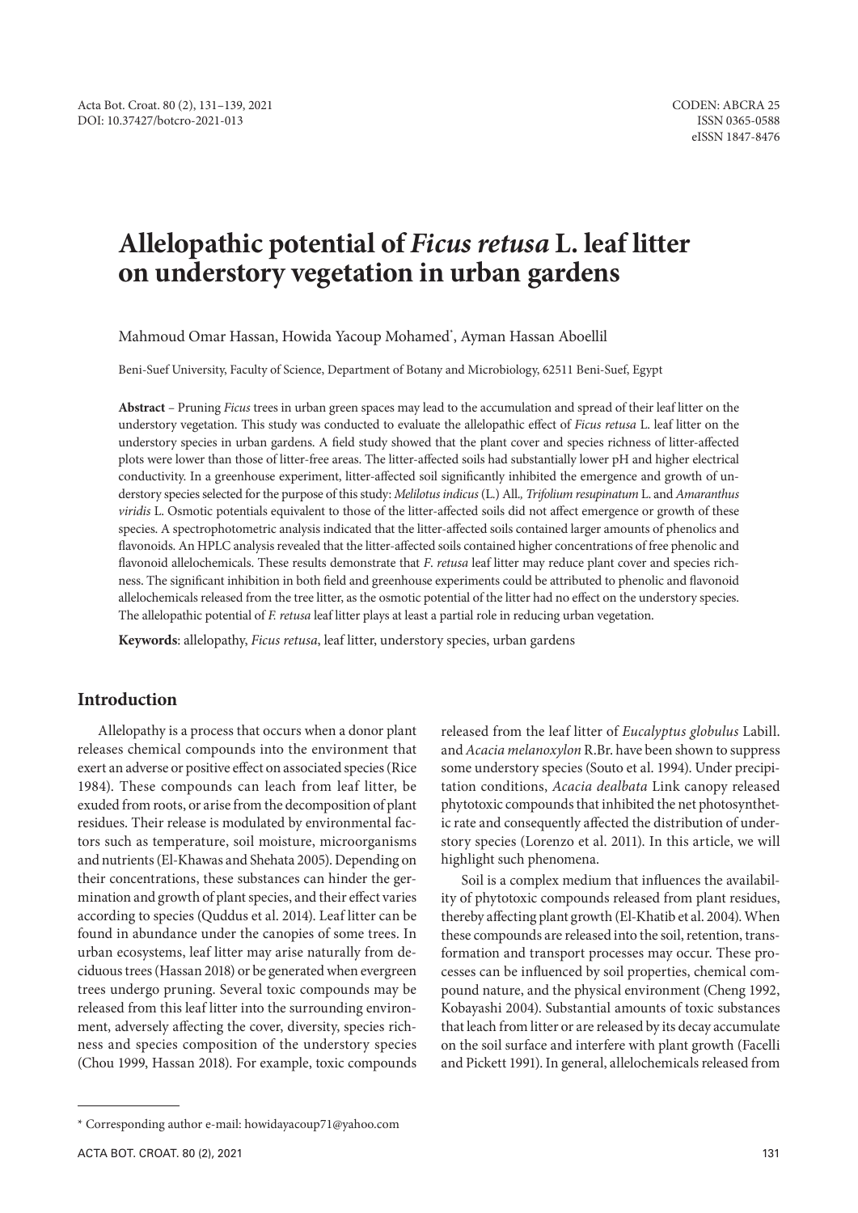# Allelopathic potential of *Ficus retusa* L. leaf litter on understory vegetation in urban gardens

Mahmoud Omar Hassan, Howida Yacoup Mohamed*, Ayman Hassan Aboellil

Beni-Suef University, Faculty of Science, Department of Botany and Microbiology, 62511 Beni-Suef, Egypt

**Abstract** – Pruning *Ficus* trees in urban green spaces may lead to the accumulation and spread of their leaf litter on the understory vegetation. This study was conducted to evaluate the allelopathic effect of *Ficus retusa* L. leaf litter on the understory species in urban gardens. A field study showed that the plant cover and species richness of litter-affected plots were lower than those of litter-free areas. The litter-affected soils had substantially lower pH and higher electrical conductivity. In a greenhouse experiment, litter-affected soil significantly inhibited the emergence and growth of understory species selected for the purpose of this study: *Melilotus indicus* (L.) All.*, Trifolium resupinatum* L. and *Amaranthus viridis* L. Osmotic potentials equivalent to those of the litter-affected soils did not affect emergence or growth of these species. A spectrophotometric analysis indicated that the litter-affected soils contained larger amounts of phenolics and flavonoids. An HPLC analysis revealed that the litter-affected soils contained higher concentrations of free phenolic and flavonoid allelochemicals. These results demonstrate that *F. retusa* leaf litter may reduce plant cover and species richness. The significant inhibition in both field and greenhouse experiments could be attributed to phenolic and flavonoid allelochemicals released from the tree litter, as the osmotic potential of the litter had no effect on the understory species. The allelopathic potential of *F. retusa* leaf litter plays at least a partial role in reducing urban vegetation.

**Keywords**: allelopathy, *Ficus retusa*, leaf litter, understory species, urban gardens

## Introduction

Allelopathy is a process that occurs when a donor plant releases chemical compounds into the environment that exert an adverse or positive effect on associated species (Rice 1984). These compounds can leach from leaf litter, be exuded from roots, or arise from the decomposition of plant residues. Their release is modulated by environmental factors such as temperature, soil moisture, microorganisms and nutrients (El-Khawas and Shehata 2005). Depending on their concentrations, these substances can hinder the germination and growth of plant species, and their effect varies according to species (Quddus et al. 2014). Leaf litter can be found in abundance under the canopies of some trees. In urban ecosystems, leaf litter may arise naturally from deciduous trees (Hassan 2018) or be generated when evergreen trees undergo pruning. Several toxic compounds may be released from this leaf litter into the surrounding environment, adversely affecting the cover, diversity, species richness and species composition of the understory species (Chou 1999, Hassan 2018). For example, toxic compounds released from the leaf litter of *Eucalyptus globulus* Labill. and *Acacia melanoxylon* R.Br. have been shown to suppress some understory species (Souto et al. 1994). Under precipitation conditions, *Acacia dealbata* Link canopy released phytotoxic compounds that inhibited the net photosynthetic rate and consequently affected the distribution of understory species (Lorenzo et al. 2011). In this article, we will highlight such phenomena.

Soil is a complex medium that influences the availability of phytotoxic compounds released from plant residues, thereby affecting plant growth (El-Khatib et al. 2004). When these compounds are released into the soil, retention, transformation and transport processes may occur. These processes can be influenced by soil properties, chemical compound nature, and the physical environment (Cheng 1992, Kobayashi 2004). Substantial amounts of toxic substances that leach from litter or are released by its decay accumulate on the soil surface and interfere with plant growth (Facelli and Pickett 1991). In general, allelochemicals released from

* Corresponding author e-mail: howidayacoup71@yahoo.com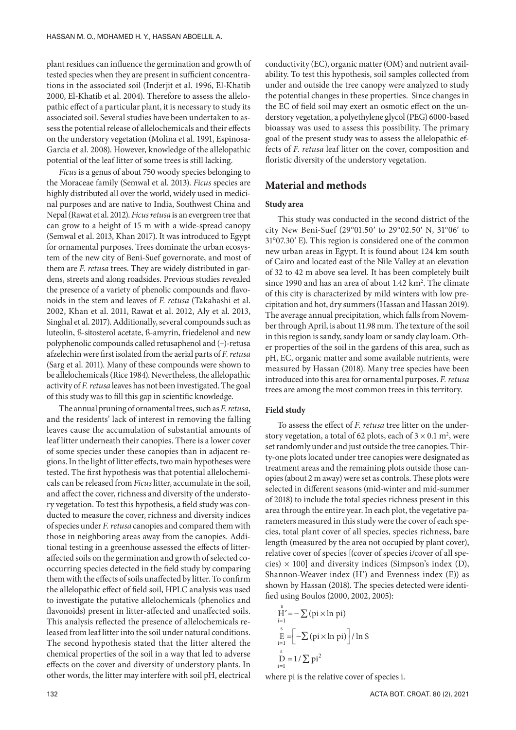plant residues can influence the germination and growth of tested species when they are present in sufficient concentrations in the associated soil (Inderjit et al. 1996, El-Khatib 2000, El-Khatib et al. 2004). Therefore to assess the allelopathic effect of a particular plant, it is necessary to study its associated soil. Several studies have been undertaken to assess the potential release of allelochemicals and their effects on the understory vegetation (Molina et al. 1991, Espinosa-Garcia et al. 2008). However, knowledge of the allelopathic potential of the leaf litter of some trees is still lacking.

*Ficus* is a genus of about 750 woody species belonging to the Moraceae family (Semwal et al. 2013). *Ficus* species are highly distributed all over the world, widely used in medicinal purposes and are native to India, Southwest China and Nepal (Rawat et al. 2012). *Ficus retusa* is an evergreen tree that can grow to a height of 15 m with a wide-spread canopy (Semwal et al. 2013, Khan 2017). It was introduced to Egypt for ornamental purposes. Trees dominate the urban ecosystem of the new city of Beni-Suef governorate, and most of them are *F. retusa* trees. They are widely distributed in gardens, streets and along roadsides. Previous studies revealed the presence of a variety of phenolic compounds and flavonoids in the stem and leaves of *F. retusa* (Takahashi et al. 2002, Khan et al. 2011, Rawat et al. 2012, Aly et al. 2013, Singhal et al. 2017). Additionally, several compounds such as luteolin, ß-sitosterol acetate, ß-amyrin, friedelenol and new polyphenolic compounds called retusaphenol and (+)-retusa afzelechin were first isolated from the aerial parts of *F. retusa* (Sarg et al. 2011). Many of these compounds were shown to be allelochemicals (Rice 1984). Nevertheless, the allelopathic activity of *F. retusa* leaves has not been investigated. The goal of this study was to fill this gap in scientific knowledge.

The annual pruning of ornamental trees, such as *F. retusa*, and the residents' lack of interest in removing the falling leaves cause the accumulation of substantial amounts of leaf litter underneath their canopies. There is a lower cover of some species under these canopies than in adjacent regions. In the light of litter effects, two main hypotheses were tested. The first hypothesis was that potential allelochemicals can be released from *Ficus* litter, accumulate in the soil, and affect the cover, richness and diversity of the understory vegetation. To test this hypothesis, a field study was conducted to measure the cover, richness and diversity indices of species under *F. retusa* canopies and compared them with those in neighboring areas away from the canopies. Additional testing in a greenhouse assessed the effects of litter-affected soils on the germination and growth of selected co-occurring species detected in the field study by comparing them with the effects of soils unaffected by litter. To confirm the allelopathic effect of field soil, HPLC analysis was used to investigate the putative allelochemicals (phenolics and flavonoids) present in litter-affected and unaffected soils. This analysis reflected the presence of allelochemicals released from leaf litter into the soil under natural conditions. The second hypothesis stated that the litter altered the chemical properties of the soil in a way that led to adverse effects on the cover and diversity of understory plants. In other words, the litter may interfere with soil pH, electrical conductivity (EC), organic matter (OM) and nutrient availability. To test this hypothesis, soil samples collected from under and outside the tree canopy were analyzed to study the potential changes in these properties. Since changes in the EC of field soil may exert an osmotic effect on the understory vegetation, a polyethylene glycol (PEG) 6000-based bioassay was used to assess this possibility. The primary goal of the present study was to assess the allelopathic effects of *F. retusa* leaf litter on the cover, composition and floristic diversity of the understory vegetation.

## Material and methods

### Study area

This study was conducted in the second district of the city New Beni-Suef (29°01.50′ to 29°02.50′ N, 31°06′ to 31°07.30′ E). This region is considered one of the common new urban areas in Egypt. It is found about 124 km south of Cairo and located east of the Nile Valley at an elevation of 32 to 42 m above sea level. It has been completely built since 1990 and has an area of about 1.42 km$^2$. The climate of this city is characterized by mild winters with low precipitation and hot, dry summers (Hassan and Hassan 2019). The average annual precipitation, which falls from November through April, is about 11.98 mm. The texture of the soil in this region is sandy, sandy loam or sandy clay loam. Other properties of the soil in the gardens of this area, such as pH, EC, organic matter and some available nutrients, were measured by Hassan (2018). Many tree species have been introduced into this area for ornamental purposes. *F. retusa* trees are among the most common trees in this territory.

### Field study

To assess the effect of *F. retusa* tree litter on the understory vegetation, a total of 62 plots, each of $3 \times 0.1$ m$^2$, were set randomly under and just outside the tree canopies. Thirty-one plots located under tree canopies were designated as treatment areas and the remaining plots outside those canopies (about 2 m away) were set as controls. These plots were selected in different seasons (mid-winter and mid-summer of 2018) to include the total species richness present in this area through the entire year. In each plot, the vegetative parameters measured in this study were the cover of each species, total plant cover of all species, species richness, bare length (measured by the area not occupied by plant cover), relative cover of species [(cover of species i/cover of all species) $\times$ 100] and diversity indices (Simpson's index (D), Shannon-Weaver index (H') and Evenness index (E)) as shown by Hassan (2018). The species detected were identified using Boulos (2000, 2002, 2005):

$$\overset{s}{\underset{i=1}{H'}} = -\sum (pi \times \ln pi)$$

$$\overset{s}{\underset{i=1}{E}} = \left[ -\sum (pi \times \ln pi) \right] / \ln S$$

$$\overset{s}{\underset{i=1}{D}} = 1 / \sum pi^2$$

where pi is the relative cover of species i.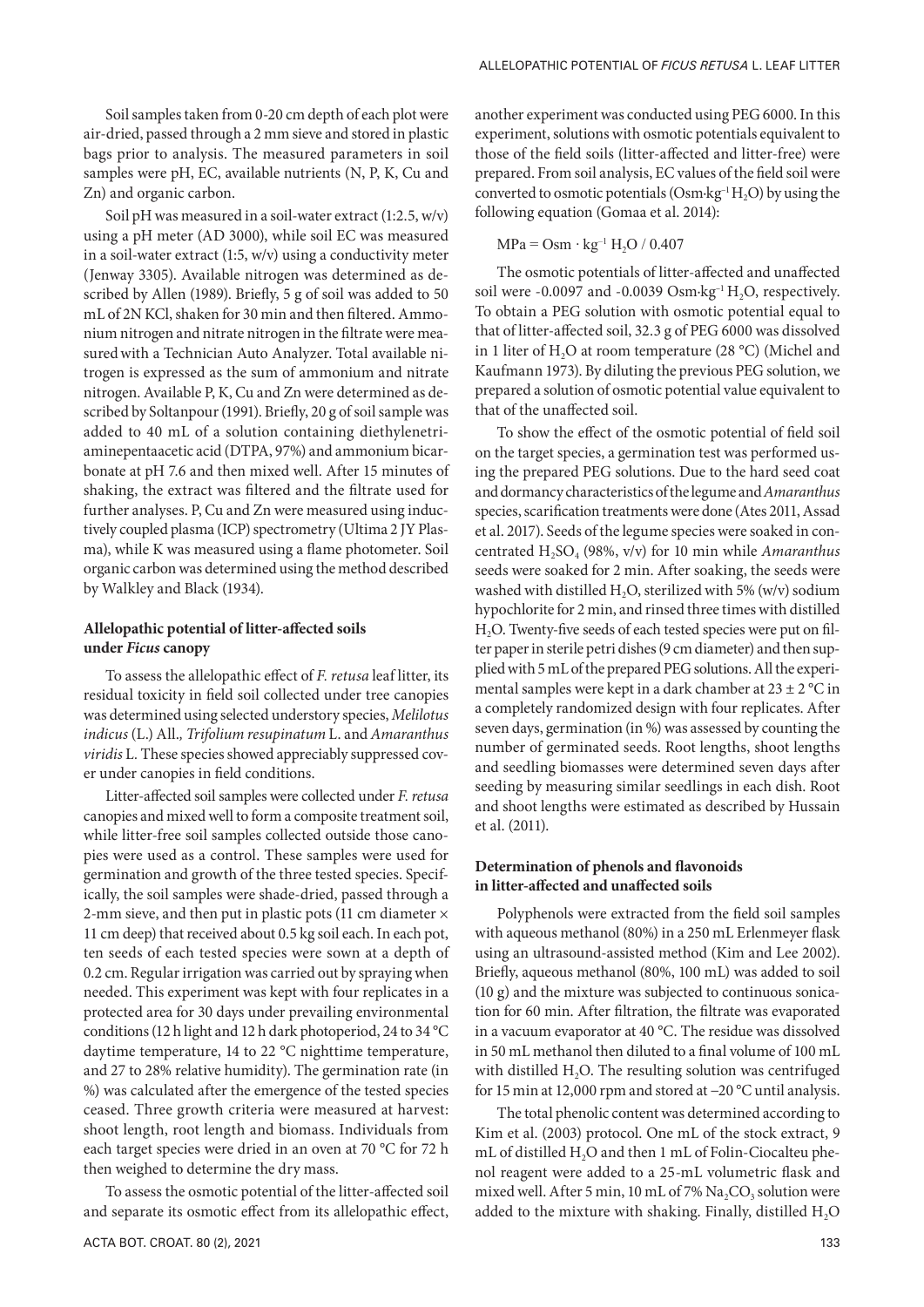Soil samples taken from 0-20 cm depth of each plot were air-dried, passed through a 2 mm sieve and stored in plastic bags prior to analysis. The measured parameters in soil samples were pH, EC, available nutrients (N, P, K, Cu and Zn) and organic carbon.

Soil pH was measured in a soil-water extract (1:2.5, w/v) using a pH meter (AD 3000), while soil EC was measured in a soil-water extract (1:5, w/v) using a conductivity meter (Jenway 3305). Available nitrogen was determined as described by Allen (1989). Briefly, 5 g of soil was added to 50 mL of 2N KCl, shaken for 30 min and then filtered. Ammonium nitrogen and nitrate nitrogen in the filtrate were measured with a Technician Auto Analyzer. Total available nitrogen is expressed as the sum of ammonium and nitrate nitrogen. Available P, K, Cu and Zn were determined as described by Soltanpour (1991). Briefly, 20 g of soil sample was added to 40 mL of a solution containing diethylenetriaminepentaacetic acid (DTPA, 97%) and ammonium bicarbonate at pH 7.6 and then mixed well. After 15 minutes of shaking, the extract was filtered and the filtrate used for further analyses. P, Cu and Zn were measured using inductively coupled plasma (ICP) spectrometry (Ultima 2 JY Plasma), while K was measured using a flame photometer. Soil organic carbon was determined using the method described by Walkley and Black (1934).

### Allelopathic potential of litter-affected soils under *Ficus* canopy

To assess the allelopathic effect of *F. retusa* leaf litter, its residual toxicity in field soil collected under tree canopies was determined using selected understory species, *Melilotus indicus* (L.) All., *Trifolium resupinatum* L. and *Amaranthus viridis* L. These species showed appreciably suppressed cover under canopies in field conditions.

Litter-affected soil samples were collected under *F. retusa* canopies and mixed well to form a composite treatment soil, while litter-free soil samples collected outside those canopies were used as a control. These samples were used for germination and growth of the three tested species. Specifically, the soil samples were shade-dried, passed through a 2-mm sieve, and then put in plastic pots (11 cm diameter × 11 cm deep) that received about 0.5 kg soil each. In each pot, ten seeds of each tested species were sown at a depth of 0.2 cm. Regular irrigation was carried out by spraying when needed. This experiment was kept with four replicates in a protected area for 30 days under prevailing environmental conditions (12 h light and 12 h dark photoperiod, 24 to 34 °C daytime temperature, 14 to 22 °C nighttime temperature, and 27 to 28% relative humidity). The germination rate (in %) was calculated after the emergence of the tested species ceased. Three growth criteria were measured at harvest: shoot length, root length and biomass. Individuals from each target species were dried in an oven at 70 °C for 72 h then weighed to determine the dry mass.

To assess the osmotic potential of the litter-affected soil and separate its osmotic effect from its allelopathic effect, another experiment was conducted using PEG 6000. In this experiment, solutions with osmotic potentials equivalent to those of the field soils (litter-affected and litter-free) were prepared. From soil analysis, EC values of the field soil were converted to osmotic potentials (Osm·kg$^{-1}$ $H_2O$) by using the following equation (Gomaa et al. 2014):

$$\text{MPa} = \text{Osm} \cdot \text{kg}^{-1}\ H_2O / 0.407$$

The osmotic potentials of litter-affected and unaffected soil were -0.0097 and -0.0039 Osm·kg$^{-1}$ $H_2O$, respectively. To obtain a PEG solution with osmotic potential equal to that of litter-affected soil, 32.3 g of PEG 6000 was dissolved in 1 liter of $H_2O$ at room temperature (28 °C) (Michel and Kaufmann 1973). By diluting the previous PEG solution, we prepared a solution of osmotic potential value equivalent to that of the unaffected soil.

To show the effect of the osmotic potential of field soil on the target species, a germination test was performed using the prepared PEG solutions. Due to the hard seed coat and dormancy characteristics of the legume and *Amaranthus* species, scarification treatments were done (Ates 2011, Assad et al. 2017). Seeds of the legume species were soaked in concentrated $H_2SO_4$ (98%, v/v) for 10 min while *Amaranthus* seeds were soaked for 2 min. After soaking, the seeds were washed with distilled $H_2O$, sterilized with 5% (w/v) sodium hypochlorite for 2 min, and rinsed three times with distilled $H_2O$. Twenty-five seeds of each tested species were put on filter paper in sterile petri dishes (9 cm diameter) and then supplied with 5 mL of the prepared PEG solutions. All the experimental samples were kept in a dark chamber at 23 ± 2 °C in a completely randomized design with four replicates. After seven days, germination (in %) was assessed by counting the number of germinated seeds. Root lengths, shoot lengths and seedling biomasses were determined seven days after seeding by measuring similar seedlings in each dish. Root and shoot lengths were estimated as described by Hussain et al. (2011).

### Determination of phenols and flavonoids in litter-affected and unaffected soils

Polyphenols were extracted from the field soil samples with aqueous methanol (80%) in a 250 mL Erlenmeyer flask using an ultrasound-assisted method (Kim and Lee 2002). Briefly, aqueous methanol (80%, 100 mL) was added to soil (10 g) and the mixture was subjected to continuous sonication for 60 min. After filtration, the filtrate was evaporated in a vacuum evaporator at 40 °C. The residue was dissolved in 50 mL methanol then diluted to a final volume of 100 mL with distilled $H_2O$. The resulting solution was centrifuged for 15 min at 12,000 rpm and stored at –20 °C until analysis.

The total phenolic content was determined according to Kim et al. (2003) protocol. One mL of the stock extract, 9 mL of distilled $H_2O$ and then 1 mL of Folin-Ciocalteu phenol reagent were added to a 25-mL volumetric flask and mixed well. After 5 min, 10 mL of 7% $Na_2CO_3$ solution were added to the mixture with shaking. Finally, distilled $H_2O$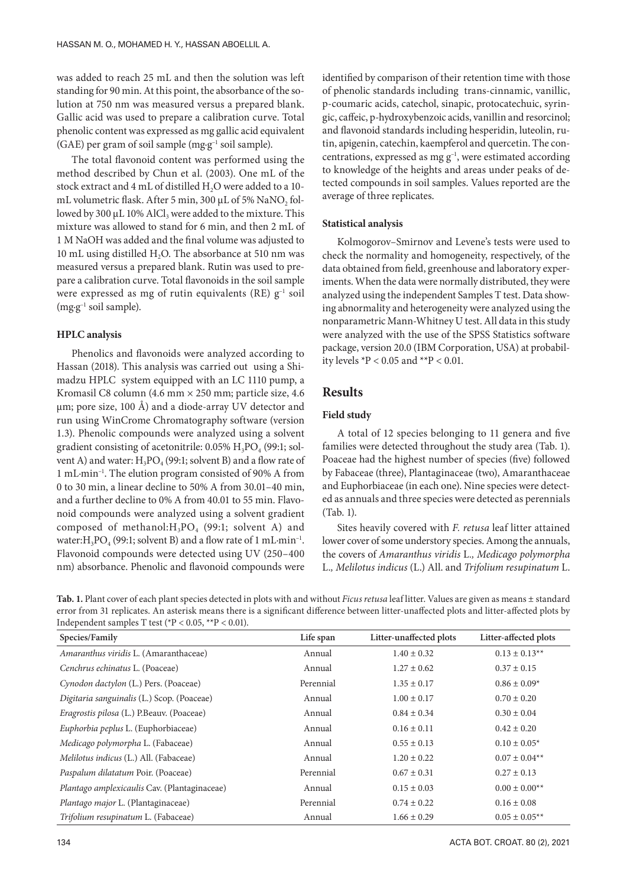was added to reach 25 mL and then the solution was left standing for 90 min. At this point, the absorbance of the solution at 750 nm was measured versus a prepared blank. Gallic acid was used to prepare a calibration curve. Total phenolic content was expressed as mg gallic acid equivalent (GAE) per gram of soil sample ($mg \cdot g^{-1}$ soil sample).

The total flavonoid content was performed using the method described by Chun et al. (2003). One mL of the stock extract and 4 mL of distilled $H_2O$ were added to a 10-mL volumetric flask. After 5 min, 300 µL of 5% $NaNO_2$ followed by 300 µL 10% $AlCl_3$ were added to the mixture. This mixture was allowed to stand for 6 min, and then 2 mL of 1 M NaOH was added and the final volume was adjusted to 10 mL using distilled $H_2O$. The absorbance at 510 nm was measured versus a prepared blank. Rutin was used to prepare a calibration curve. Total flavonoids in the soil sample were expressed as mg of rutin equivalents (RE) $g^{-1}$ soil ($mg \cdot g^{-1}$ soil sample).

### HPLC analysis

Phenolics and flavonoids were analyzed according to Hassan (2018). This analysis was carried out using a Shimadzu HPLC system equipped with an LC 1110 pump, a Kromasil C8 column (4.6 mm × 250 mm; particle size, 4.6 µm; pore size, 100 Å) and a diode-array UV detector and run using WinCrome Chromatography software (version 1.3). Phenolic compounds were analyzed using a solvent gradient consisting of acetonitrile: 0.05% $H_3PO_4$ (99:1; solvent A) and water: $H_3PO_4$ (99:1; solvent B) and a flow rate of 1 $mL \cdot min^{-1}$. The elution program consisted of 90% A from 0 to 30 min, a linear decline to 50% A from 30.01–40 min, and a further decline to 0% A from 40.01 to 55 min. Flavonoid compounds were analyzed using a solvent gradient composed of methanol:$H_3PO_4$ (99:1; solvent A) and water:$H_3PO_4$ (99:1; solvent B) and a flow rate of 1 $mL \cdot min^{-1}$. Flavonoid compounds were detected using UV (250–400 nm) absorbance. Phenolic and flavonoid compounds were identified by comparison of their retention time with those of phenolic standards including trans-cinnamic, vanillic, p-coumaric acids, catechol, sinapic, protocatechuic, syringic, caffeic, p-hydroxybenzoic acids, vanillin and resorcinol; and flavonoid standards including hesperidin, luteolin, rutin, apigenin, catechin, kaempferol and quercetin. The concentrations, expressed as mg $g^{-1}$, were estimated according to knowledge of the heights and areas under peaks of detected compounds in soil samples. Values reported are the average of three replicates.

### Statistical analysis

Kolmogorov–Smirnov and Levene's tests were used to check the normality and homogeneity, respectively, of the data obtained from field, greenhouse and laboratory experiments. When the data were normally distributed, they were analyzed using the independent Samples T test. Data showing abnormality and heterogeneity were analyzed using the nonparametric Mann-Whitney U test. All data in this study were analyzed with the use of the SPSS Statistics software package, version 20.0 (IBM Corporation, USA) at probability levels $^{*}P < 0.05$ and $^{**}P < 0.01$.

## Results

### Field study

A total of 12 species belonging to 11 genera and five families were detected throughout the study area (Tab. 1). Poaceae had the highest number of species (five) followed by Fabaceae (three), Plantaginaceae (two), Amaranthaceae and Euphorbiaceae (in each one). Nine species were detected as annuals and three species were detected as perennials (Tab. 1).

Sites heavily covered with *F. retusa* leaf litter attained lower cover of some understory species. Among the annuals, the covers of *Amaranthus viridis* L., *Medicago polymorpha* L., *Melilotus indicus* (L.) All. and *Trifolium resupinatum* L.

**Tab. 1.** Plant cover of each plant species detected in plots with and without *Ficus retusa* leaf litter. Values are given as means ± standard error from 31 replicates. An asterisk means there is a significant difference between litter-unaffected plots and litter-affected plots by Independent samples T test (*P < 0.05, **P < 0.01).

| Species/Family | Life span | Litter-unaffected plots | Litter-affected plots |
|---|---|---|---|
| *Amaranthus viridis* L. (Amaranthaceae) | Annual | 1.40 ± 0.32 | 0.13 ± 0.13** |
| *Cenchrus echinatus* L. (Poaceae) | Annual | 1.27 ± 0.62 | 0.37 ± 0.15 |
| *Cynodon dactylon* (L.) Pers. (Poaceae) | Perennial | 1.35 ± 0.17 | 0.86 ± 0.09* |
| *Digitaria sanguinalis* (L.) Scop. (Poaceae) | Annual | 1.00 ± 0.17 | 0.70 ± 0.20 |
| *Eragrostis pilosa* (L.) P.Beauv. (Poaceae) | Annual | 0.84 ± 0.34 | 0.30 ± 0.04 |
| *Euphorbia peplus* L. (Euphorbiaceae) | Annual | 0.16 ± 0.11 | 0.42 ± 0.20 |
| *Medicago polymorpha* L. (Fabaceae) | Annual | 0.55 ± 0.13 | 0.10 ± 0.05* |
| *Melilotus indicus* (L.) All. (Fabaceae) | Annual | 1.20 ± 0.22 | 0.07 ± 0.04** |
| *Paspalum dilatatum* Poir. (Poaceae) | Perennial | 0.67 ± 0.31 | 0.27 ± 0.13 |
| *Plantago amplexicaulis* Cav. (Plantaginaceae) | Annual | 0.15 ± 0.03 | 0.00 ± 0.00** |
| *Plantago major* L. (Plantaginaceae) | Perennial | 0.74 ± 0.22 | 0.16 ± 0.08 |
| *Trifolium resupinatum* L. (Fabaceae) | Annual | 1.66 ± 0.29 | 0.05 ± 0.05** |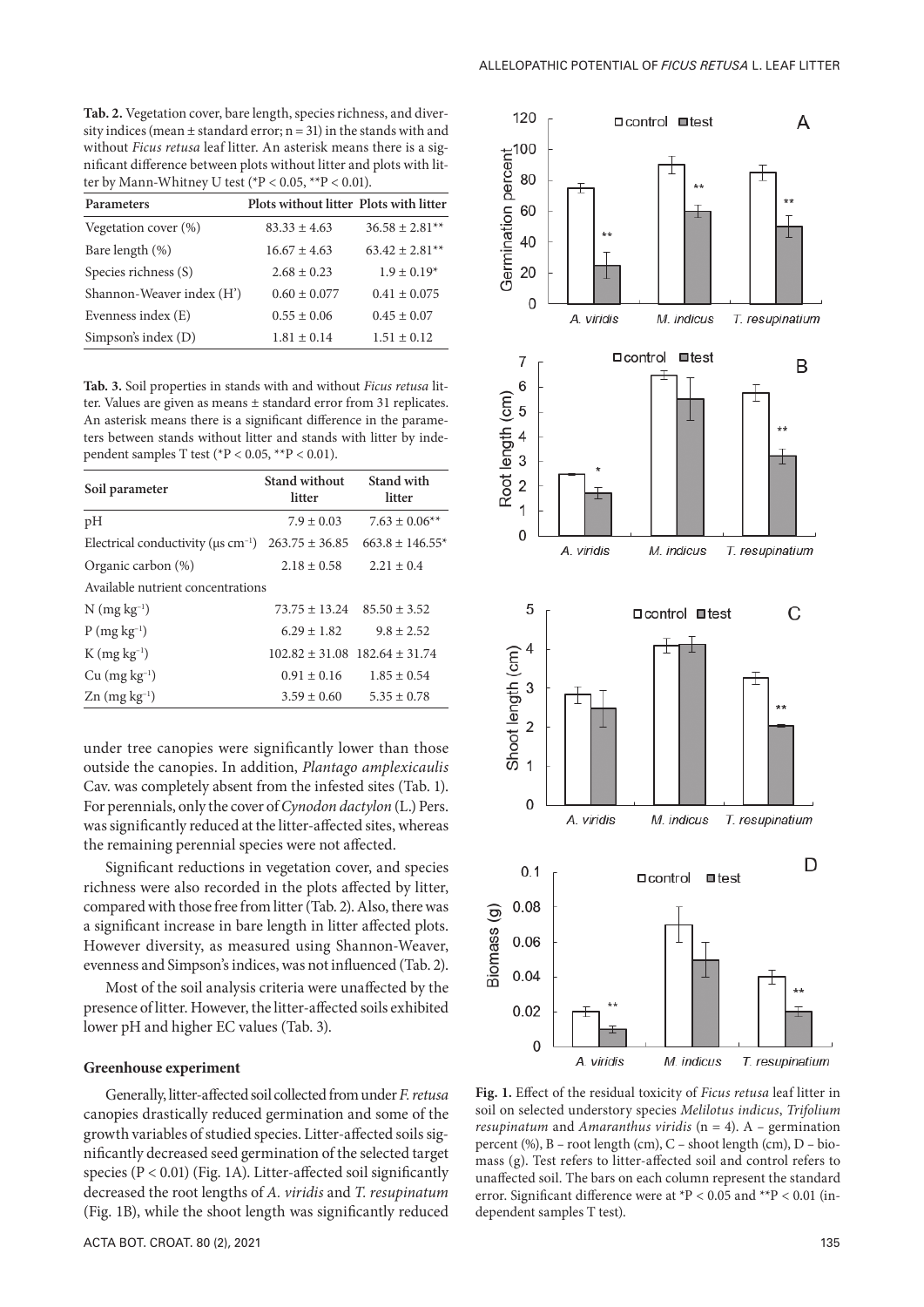**Tab. 2.** Vegetation cover, bare length, species richness, and diversity indices (mean ± standard error; n = 31) in the stands with and without *Ficus retusa* leaf litter. An asterisk means there is a significant difference between plots without litter and plots with litter by Mann-Whitney U test (*P < 0.05, **P < 0.01).

| Parameters | Plots without litter | Plots with litter |
|---|---|---|
| Vegetation cover (%) | 83.33 ± 4.63 | 36.58 ± 2.81** |
| Bare length (%) | 16.67 ± 4.63 | 63.42 ± 2.81** |
| Species richness (S) | 2.68 ± 0.23 | 1.9 ± 0.19* |
| Shannon-Weaver index (H') | 0.60 ± 0.077 | 0.41 ± 0.075 |
| Evenness index (E) | 0.55 ± 0.06 | 0.45 ± 0.07 |
| Simpson's index (D) | 1.81 ± 0.14 | 1.51 ± 0.12 |

**Tab. 3.** Soil properties in stands with and without *Ficus retusa* litter. Values are given as means ± standard error from 31 replicates. An asterisk means there is a significant difference in the parameters between stands without litter and stands with litter by independent samples T test (*P < 0.05, **P < 0.01).

| Soil parameter | Stand without litter | Stand with litter |
|---|---|---|
| pH | 7.9 ± 0.03 | 7.63 ± 0.06** |
| Electrical conductivity (μs $cm^{-1}$) | 263.75 ± 36.85 | 663.8 ± 146.55* |
| Organic carbon (%) | 2.18 ± 0.58 | 2.21 ± 0.4 |
| Available nutrient concentrations | | |
| N (mg $kg^{-1}$) | 73.75 ± 13.24 | 85.50 ± 3.52 |
| P (mg $kg^{-1}$) | 6.29 ± 1.82 | 9.8 ± 2.52 |
| K (mg $kg^{-1}$) | 102.82 ± 31.08 | 182.64 ± 31.74 |
| Cu (mg $kg^{-1}$) | 0.91 ± 0.16 | 1.85 ± 0.54 |
| Zn (mg $kg^{-1}$) | 3.59 ± 0.60 | 5.35 ± 0.78 |

under tree canopies were significantly lower than those outside the canopies. In addition, *Plantago amplexicaulis* Cav. was completely absent from the infested sites (Tab. 1). For perennials, only the cover of *Cynodon dactylon* (L.) Pers. was significantly reduced at the litter-affected sites, whereas the remaining perennial species were not affected.

Significant reductions in vegetation cover, and species richness were also recorded in the plots affected by litter, compared with those free from litter (Tab. 2). Also, there was a significant increase in bare length in litter affected plots. However diversity, as measured using Shannon-Weaver, evenness and Simpson's indices, was not influenced (Tab. 2).

Most of the soil analysis criteria were unaffected by the presence of litter. However, the litter-affected soils exhibited lower pH and higher EC values (Tab. 3).

### Greenhouse experiment

Generally, litter-affected soil collected from under *F. retusa* canopies drastically reduced germination and some of the growth variables of studied species. Litter-affected soils significantly decreased seed germination of the selected target species (P < 0.01) (Fig. 1A). Litter-affected soil significantly decreased the root lengths of *A. viridis* and *T. resupinatum* (Fig. 1B), while the shoot length was significantly reduced

**Fig. 1.** Effect of the residual toxicity of *Ficus retusa* leaf litter in soil on selected understory species *Melilotus indicus*, *Trifolium resupinatum* and *Amaranthus viridis* (n = 4). A – germination percent (%), B – root length (cm), C – shoot length (cm), D – biomass (g). Test refers to litter-affected soil and control refers to unaffected soil. The bars on each column represent the standard error. Significant difference were at *P < 0.05 and **P < 0.01 (independent samples T test).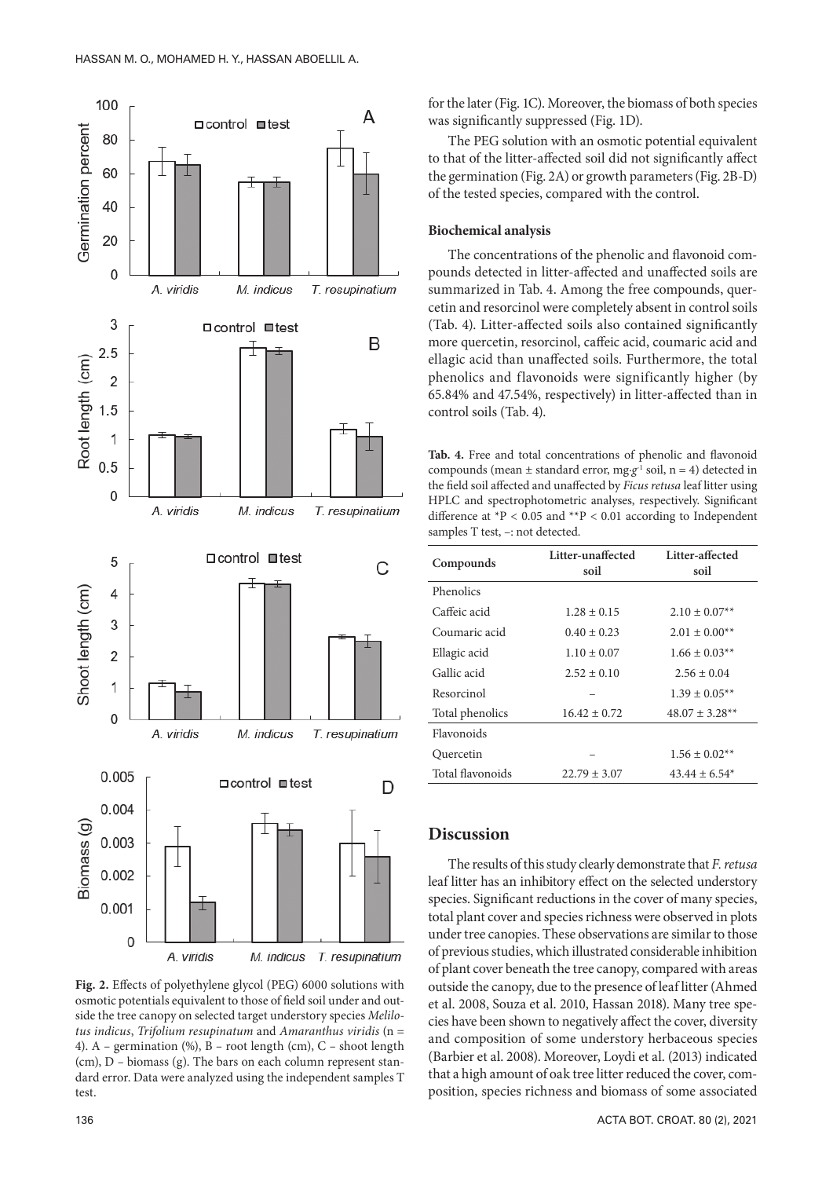Fig. 2. Effects of polyethylene glycol (PEG) 6000 solutions with osmotic potentials equivalent to those of field soil under and outside the tree canopy on selected target understory species *Melilotus indicus*, *Trifolium resupinatum* and *Amaranthus viridis* (n = 4). A – germination (%), B – root length (cm), C – shoot length (cm), D – biomass (g). The bars on each column represent standard error. Data were analyzed using the independent samples T test.

for the later (Fig. 1C). Moreover, the biomass of both species was significantly suppressed (Fig. 1D).

The PEG solution with an osmotic potential equivalent to that of the litter-affected soil did not significantly affect the germination (Fig. 2A) or growth parameters (Fig. 2B-D) of the tested species, compared with the control.

**Biochemical analysis**

The concentrations of the phenolic and flavonoid compounds detected in litter-affected and unaffected soils are summarized in Tab. 4. Among the free compounds, quercetin and resorcinol were completely absent in control soils (Tab. 4). Litter-affected soils also contained significantly more quercetin, resorcinol, caffeic acid, coumaric acid and ellagic acid than unaffected soils. Furthermore, the total phenolics and flavonoids were significantly higher (by 65.84% and 47.54%, respectively) in litter-affected than in control soils (Tab. 4).

**Tab. 4.** Free and total concentrations of phenolic and flavonoid compounds (mean ± standard error, mg·g$^{-1}$ soil, n = 4) detected in the field soil affected and unaffected by *Ficus retusa* leaf litter using HPLC and spectrophotometric analyses, respectively. Significant difference at *P < 0.05 and **P < 0.01 according to Independent samples T test, –: not detected.

| Compounds | Litter-unaffected soil | Litter-affected soil |
|---|---|---|
| Phenolics | | |
| Caffeic acid | 1.28 ± 0.15 | 2.10 ± 0.07** |
| Coumaric acid | 0.40 ± 0.23 | 2.01 ± 0.00** |
| Ellagic acid | 1.10 ± 0.07 | 1.66 ± 0.03** |
| Gallic acid | 2.52 ± 0.10 | 2.56 ± 0.04 |
| Resorcinol | – | 1.39 ± 0.05** |
| Total phenolics | 16.42 ± 0.72 | 48.07 ± 3.28** |
| Flavonoids | | |
| Quercetin | – | 1.56 ± 0.02** |
| Total flavonoids | 22.79 ± 3.07 | 43.44 ± 6.54* |

## Discussion

The results of this study clearly demonstrate that *F. retusa* leaf litter has an inhibitory effect on the selected understory species. Significant reductions in the cover of many species, total plant cover and species richness were observed in plots under tree canopies. These observations are similar to those of previous studies, which illustrated considerable inhibition of plant cover beneath the tree canopy, compared with areas outside the canopy, due to the presence of leaf litter (Ahmed et al. 2008, Souza et al. 2010, Hassan 2018). Many tree species have been shown to negatively affect the cover, diversity and composition of some understory herbaceous species (Barbier et al. 2008). Moreover, Loydi et al. (2013) indicated that a high amount of oak tree litter reduced the cover, composition, species richness and biomass of some associated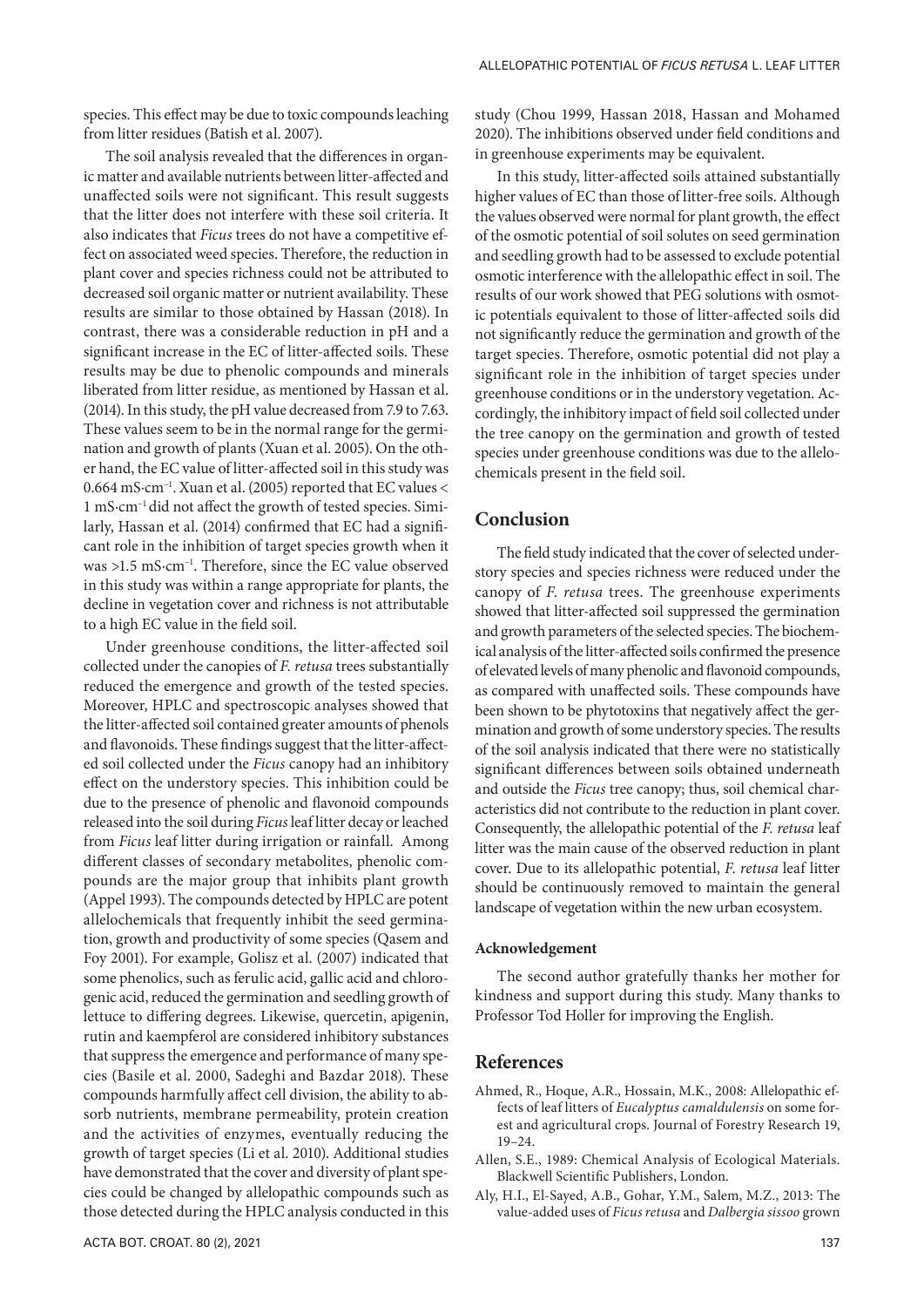species. This effect may be due to toxic compounds leaching from litter residues (Batish et al. 2007).

The soil analysis revealed that the differences in organic matter and available nutrients between litter-affected and unaffected soils were not significant. This result suggests that the litter does not interfere with these soil criteria. It also indicates that *Ficus* trees do not have a competitive effect on associated weed species. Therefore, the reduction in plant cover and species richness could not be attributed to decreased soil organic matter or nutrient availability. These results are similar to those obtained by Hassan (2018). In contrast, there was a considerable reduction in pH and a significant increase in the EC of litter-affected soils. These results may be due to phenolic compounds and minerals liberated from litter residue, as mentioned by Hassan et al. (2014). In this study, the pH value decreased from 7.9 to 7.63. These values seem to be in the normal range for the germination and growth of plants (Xuan et al. 2005). On the other hand, the EC value of litter-affected soil in this study was 0.664 mS·cm$^{-1}$. Xuan et al. (2005) reported that EC values < 1 mS·cm$^{-1}$ did not affect the growth of tested species. Similarly, Hassan et al. (2014) confirmed that EC had a significant role in the inhibition of target species growth when it was >1.5 mS·cm$^{-1}$. Therefore, since the EC value observed in this study was within a range appropriate for plants, the decline in vegetation cover and richness is not attributable to a high EC value in the field soil.

Under greenhouse conditions, the litter-affected soil collected under the canopies of *F. retusa* trees substantially reduced the emergence and growth of the tested species. Moreover, HPLC and spectroscopic analyses showed that the litter-affected soil contained greater amounts of phenols and flavonoids. These findings suggest that the litter-affected soil collected under the *Ficus* canopy had an inhibitory effect on the understory species. This inhibition could be due to the presence of phenolic and flavonoid compounds released into the soil during *Ficus* leaf litter decay or leached from *Ficus* leaf litter during irrigation or rainfall. Among different classes of secondary metabolites, phenolic compounds are the major group that inhibits plant growth (Appel 1993). The compounds detected by HPLC are potent allelochemicals that frequently inhibit the seed germination, growth and productivity of some species (Qasem and Foy 2001). For example, Golisz et al. (2007) indicated that some phenolics, such as ferulic acid, gallic acid and chlorogenic acid, reduced the germination and seedling growth of lettuce to differing degrees. Likewise, quercetin, apigenin, rutin and kaempferol are considered inhibitory substances that suppress the emergence and performance of many species (Basile et al. 2000, Sadeghi and Bazdar 2018). These compounds harmfully affect cell division, the ability to absorb nutrients, membrane permeability, protein creation and the activities of enzymes, eventually reducing the growth of target species (Li et al. 2010). Additional studies have demonstrated that the cover and diversity of plant species could be changed by allelopathic compounds such as those detected during the HPLC analysis conducted in this study (Chou 1999, Hassan 2018, Hassan and Mohamed 2020). The inhibitions observed under field conditions and in greenhouse experiments may be equivalent.

In this study, litter-affected soils attained substantially higher values of EC than those of litter-free soils. Although the values observed were normal for plant growth, the effect of the osmotic potential of soil solutes on seed germination and seedling growth had to be assessed to exclude potential osmotic interference with the allelopathic effect in soil. The results of our work showed that PEG solutions with osmotic potentials equivalent to those of litter-affected soils did not significantly reduce the germination and growth of the target species. Therefore, osmotic potential did not play a significant role in the inhibition of target species under greenhouse conditions or in the understory vegetation. Accordingly, the inhibitory impact of field soil collected under the tree canopy on the germination and growth of tested species under greenhouse conditions was due to the allelochemicals present in the field soil.

## Conclusion

The field study indicated that the cover of selected understory species and species richness were reduced under the canopy of *F. retusa* trees. The greenhouse experiments showed that litter-affected soil suppressed the germination and growth parameters of the selected species. The biochemical analysis of the litter-affected soils confirmed the presence of elevated levels of many phenolic and flavonoid compounds, as compared with unaffected soils. These compounds have been shown to be phytotoxins that negatively affect the germination and growth of some understory species. The results of the soil analysis indicated that there were no statistically significant differences between soils obtained underneath and outside the *Ficus* tree canopy; thus, soil chemical characteristics did not contribute to the reduction in plant cover. Consequently, the allelopathic potential of the *F. retusa* leaf litter was the main cause of the observed reduction in plant cover. Due to its allelopathic potential, *F. retusa* leaf litter should be continuously removed to maintain the general landscape of vegetation within the new urban ecosystem.

#### Acknowledgement

The second author gratefully thanks her mother for kindness and support during this study. Many thanks to Professor Tod Holler for improving the English.

## References

Ahmed, R., Hoque, A.R., Hossain, M.K., 2008: Allelopathic effects of leaf litters of *Eucalyptus camaldulensis* on some forest and agricultural crops. Journal of Forestry Research 19, 19–24.

Allen, S.E., 1989: Chemical Analysis of Ecological Materials. Blackwell Scientific Publishers, London.

Aly, H.I., El-Sayed, A.B., Gohar, Y.M., Salem, M.Z., 2013: The value-added uses of *Ficus retusa* and *Dalbergia sissoo* grown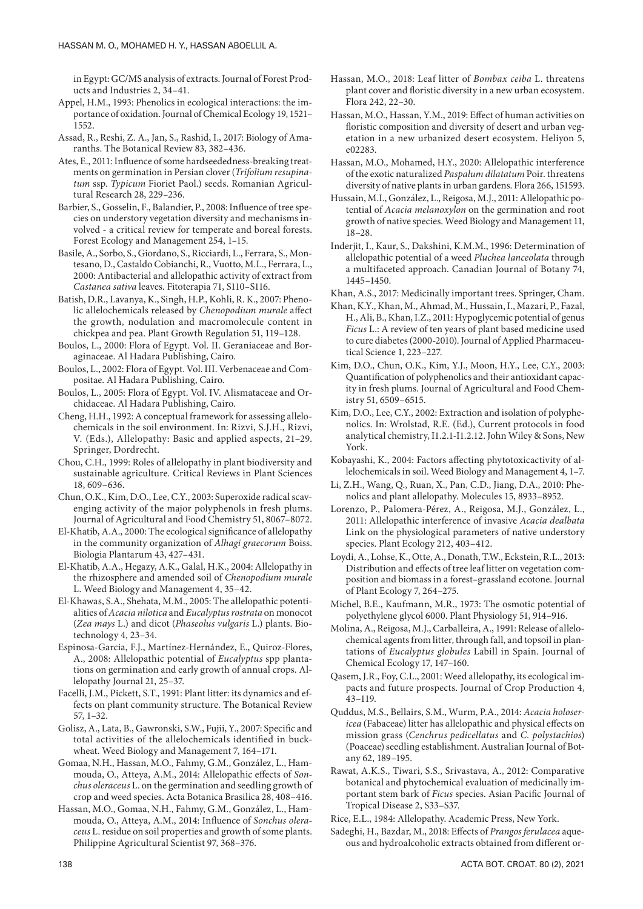in Egypt: GC/MS analysis of extracts. Journal of Forest Products and Industries 2, 34–41.

Appel, H.M., 1993: Phenolics in ecological interactions: the importance of oxidation. Journal of Chemical Ecology 19, 1521–1552.

Assad, R., Reshi, Z. A., Jan, S., Rashid, I., 2017: Biology of Amaranths. The Botanical Review 83, 382–436.

Ates, E., 2011: Influence of some hardseededness-breaking treatments on germination in Persian clover (*Trifolium resupinatum* ssp. *Typicum* Fioriet Paol.) seeds. Romanian Agricultural Research 28, 229–236.

Barbier, S., Gosselin, F., Balandier, P., 2008: Influence of tree species on understory vegetation diversity and mechanisms involved - a critical review for temperate and boreal forests. Forest Ecology and Management 254, 1–15.

Basile, A., Sorbo, S., Giordano, S., Ricciardi, L., Ferrara, S., Montesano, D., Castaldo Cobianchi, R., Vuotto, M.L., Ferrara, L., 2000: Antibacterial and allelopathic activity of extract from *Castanea sativa* leaves. Fitoterapia 71, S110–S116.

Batish, D.R., Lavanya, K., Singh, H.P., Kohli, R. K., 2007: Phenolic allelochemicals released by *Chenopodium murale* affect the growth, nodulation and macromolecule content in chickpea and pea. Plant Growth Regulation 51, 119–128.

Boulos, L., 2000: Flora of Egypt. Vol. II. Geraniaceae and Boraginaceae. Al Hadara Publishing, Cairo.

Boulos, L., 2002: Flora of Egypt. Vol. III. Verbenaceae and Compositae. Al Hadara Publishing, Cairo.

Boulos, L., 2005: Flora of Egypt. Vol. IV. Alismataceae and Orchidaceae. Al Hadara Publishing, Cairo.

Cheng, H.H., 1992: A conceptual framework for assessing allelochemicals in the soil environment. In: Rizvi, S.J.H., Rizvi, V. (Eds.), Allelopathy: Basic and applied aspects, 21–29. Springer, Dordrecht.

Chou, C.H., 1999: Roles of allelopathy in plant biodiversity and sustainable agriculture. Critical Reviews in Plant Sciences 18, 609–636.

Chun, O.K., Kim, D.O., Lee, C.Y., 2003: Superoxide radical scavenging activity of the major polyphenols in fresh plums. Journal of Agricultural and Food Chemistry 51, 8067–8072.

El-Khatib, A.A., 2000: The ecological significance of allelopathy in the community organization of *Alhagi graecorum* Boiss. Biologia Plantarum 43, 427–431.

El-Khatib, A.A., Hegazy, A.K., Galal, H.K., 2004: Allelopathy in the rhizosphere and amended soil of *Chenopodium murale* L. Weed Biology and Management 4, 35–42.

El-Khawas, S.A., Shehata, M.M., 2005: The allelopathic potentialities of *Acacia nilotica* and *Eucalyptus rostrata* on monocot (*Zea mays* L.) and dicot (*Phaseolus vulgaris* L.) plants. Biotechnology 4, 23–34.

Espinosa-Garcia, F.J., Martínez-Hernández, E., Quiroz-Flores, A., 2008: Allelopathic potential of *Eucalyptus* spp plantations on germination and early growth of annual crops. Allelopathy Journal 21, 25–37.

Facelli, J.M., Pickett, S.T., 1991: Plant litter: its dynamics and effects on plant community structure. The Botanical Review 57, 1–32.

Golisz, A., Lata, B., Gawronski, S.W., Fujii, Y., 2007: Specific and total activities of the allelochemicals identified in buckwheat. Weed Biology and Management 7, 164–171.

Gomaa, N.H., Hassan, M.O., Fahmy, G.M., González, L., Hammouda, O., Atteya, A.M., 2014: Allelopathic effects of *Sonchus oleraceus* L. on the germination and seedling growth of crop and weed species. Acta Botanica Brasilica 28, 408–416.

Hassan, M.O., Gomaa, N.H., Fahmy, G.M., González, L., Hammouda, O., Atteya, A.M., 2014: Influence of *Sonchus oleraceus* L. residue on soil properties and growth of some plants. Philippine Agricultural Scientist 97, 368–376.

Hassan, M.O., 2018: Leaf litter of *Bombax ceiba* L. threatens plant cover and floristic diversity in a new urban ecosystem. Flora 242, 22–30.

Hassan, M.O., Hassan, Y.M., 2019: Effect of human activities on floristic composition and diversity of desert and urban vegetation in a new urbanized desert ecosystem. Heliyon 5, e02283.

Hassan, M.O., Mohamed, H.Y., 2020: Allelopathic interference of the exotic naturalized *Paspalum dilatatum* Poir. threatens diversity of native plants in urban gardens. Flora 266, 151593.

Hussain, M.I., González, L., Reigosa, M.J., 2011: Allelopathic potential of *Acacia melanoxylon* on the germination and root growth of native species. Weed Biology and Management 11, 18–28.

Inderjit, I., Kaur, S., Dakshini, K.M.M., 1996: Determination of allelopathic potential of a weed *Pluchea lanceolata* through a multifaceted approach. Canadian Journal of Botany 74, 1445–1450.

Khan, A.S., 2017: Medicinally important trees. Springer, Cham.

Khan, K.Y., Khan, M., Ahmad, M., Hussain, I., Mazari, P., Fazal, H., Ali, B., Khan, I.Z., 2011: Hypoglycemic potential of genus *Ficus* L.: A review of ten years of plant based medicine used to cure diabetes (2000-2010). Journal of Applied Pharmaceutical Science 1, 223–227.

Kim, D.O., Chun, O.K., Kim, Y.J., Moon, H.Y., Lee, C.Y., 2003: Quantification of polyphenolics and their antioxidant capacity in fresh plums. Journal of Agricultural and Food Chemistry 51, 6509–6515.

Kim, D.O., Lee, C.Y., 2002: Extraction and isolation of polyphenolics. In: Wrolstad, R.E. (Ed.), Current protocols in food analytical chemistry, I1.2.1-I1.2.12. John Wiley & Sons, New York.

Kobayashi, K., 2004: Factors affecting phytotoxicactivity of allelochemicals in soil. Weed Biology and Management 4, 1–7.

Li, Z.H., Wang, Q., Ruan, X., Pan, C.D., Jiang, D.A., 2010: Phenolics and plant allelopathy. Molecules 15, 8933–8952.

Lorenzo, P., Palomera-Pérez, A., Reigosa, M.J., González, L., 2011: Allelopathic interference of invasive *Acacia dealbata* Link on the physiological parameters of native understory species. Plant Ecology 212, 403–412.

Loydi, A., Lohse, K., Otte, A., Donath, T.W., Eckstein, R.L., 2013: Distribution and effects of tree leaf litter on vegetation composition and biomass in a forest–grassland ecotone. Journal of Plant Ecology 7, 264–275.

Michel, B.E., Kaufmann, M.R., 1973: The osmotic potential of polyethylene glycol 6000. Plant Physiology 51, 914–916.

Molina, A., Reigosa, M.J., Carballeira, A., 1991: Release of allelochemical agents from litter, through fall, and topsoil in plantations of *Eucalyptus globules* Labill in Spain. Journal of Chemical Ecology 17, 147–160.

Qasem, J.R., Foy, C.L., 2001: Weed allelopathy, its ecological impacts and future prospects. Journal of Crop Production 4, 43–119.

Quddus, M.S., Bellairs, S.M., Wurm, P.A., 2014: *Acacia holosericea* (Fabaceae) litter has allelopathic and physical effects on mission grass (*Cenchrus pedicellatus* and *C. polystachios*) (Poaceae) seedling establishment. Australian Journal of Botany 62, 189–195.

Rawat, A.K.S., Tiwari, S.S., Srivastava, A., 2012: Comparative botanical and phytochemical evaluation of medicinally important stem bark of *Ficus* species. Asian Pacific Journal of Tropical Disease 2, S33–S37.

Rice, E.L., 1984: Allelopathy. Academic Press, New York.

Sadeghi, H., Bazdar, M., 2018: Effects of *Prangos ferulacea* aqueous and hydroalcoholic extracts obtained from different or-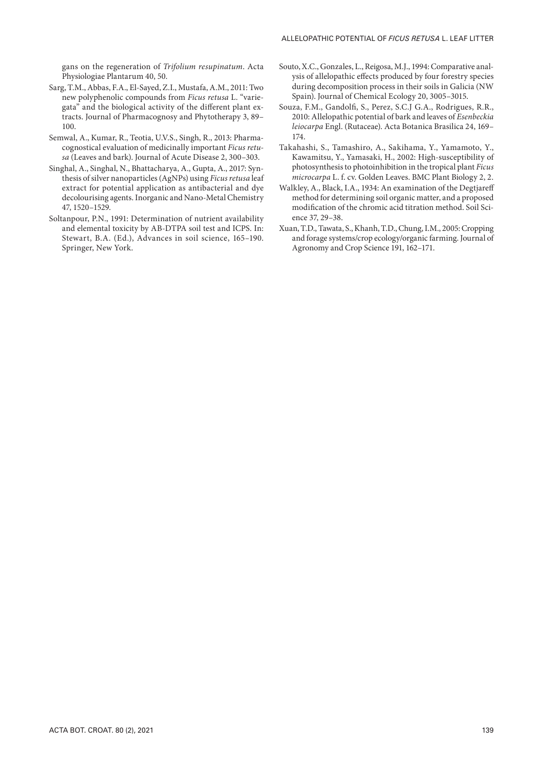gans on the regeneration of *Trifolium resupinatum*. Acta Physiologiae Plantarum 40, 50.

Sarg, T.M., Abbas, F.A., El-Sayed, Z.I., Mustafa, A.M., 2011: Two new polyphenolic compounds from *Ficus retusa* L. "variegata" and the biological activity of the different plant extracts. Journal of Pharmacognosy and Phytotherapy 3, 89–100.

Semwal, A., Kumar, R., Teotia, U.V.S., Singh, R., 2013: Pharmacognostical evaluation of medicinally important *Ficus retusa* (Leaves and bark). Journal of Acute Disease 2, 300–303.

Singhal, A., Singhal, N., Bhattacharya, A., Gupta, A., 2017: Synthesis of silver nanoparticles (AgNPs) using *Ficus retusa* leaf extract for potential application as antibacterial and dye decolourising agents. Inorganic and Nano-Metal Chemistry 47, 1520–1529.

Soltanpour, P.N., 1991: Determination of nutrient availability and elemental toxicity by AB-DTPA soil test and ICPS. In: Stewart, B.A. (Ed.), Advances in soil science, 165–190. Springer, New York.

Souto, X.C., Gonzales, L., Reigosa, M.J., 1994: Comparative analysis of allelopathic effects produced by four forestry species during decomposition process in their soils in Galicia (NW Spain). Journal of Chemical Ecology 20, 3005–3015.

Souza, F.M., Gandolfi, S., Perez, S.C.J G.A., Rodrigues, R.R., 2010: Allelopathic potential of bark and leaves of *Esenbeckia leiocarpa* Engl. (Rutaceae). Acta Botanica Brasilica 24, 169–174.

Takahashi, S., Tamashiro, A., Sakihama, Y., Yamamoto, Y., Kawamitsu, Y., Yamasaki, H., 2002: High-susceptibility of photosynthesis to photoinhibition in the tropical plant *Ficus microcarpa* L. f. cv. Golden Leaves. BMC Plant Biology 2, 2.

Walkley, A., Black, I.A., 1934: An examination of the Degtjareff method for determining soil organic matter, and a proposed modification of the chromic acid titration method. Soil Science 37, 29–38.

Xuan, T.D., Tawata, S., Khanh, T.D., Chung, I.M., 2005: Cropping and forage systems/crop ecology/organic farming. Journal of Agronomy and Crop Science 191, 162–171.